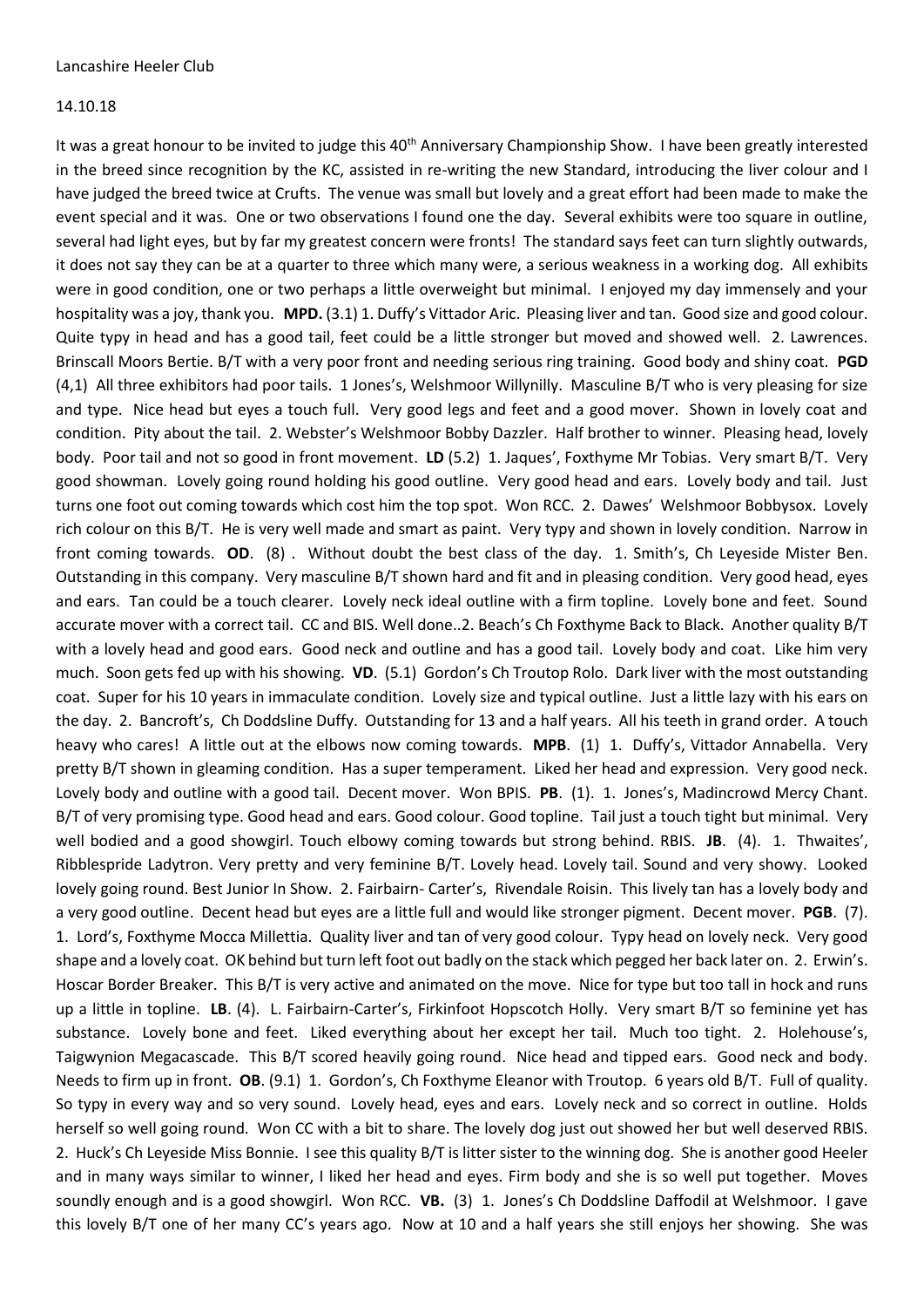Lancashire Heeler Club

14.10.18

It was a great honour to be invited to judge this 40th Anniversary Championship Show. I have been greatly interested in the breed since recognition by the KC, assisted in re-writing the new Standard, introducing the liver colour and I have judged the breed twice at Crufts. The venue was small but lovely and a great effort had been made to make the event special and it was. One or two observations I found one the day. Several exhibits were too square in outline, several had light eyes, but by far my greatest concern were fronts! The standard says feet can turn slightly outwards, it does not say they can be at a quarter to three which many were, a serious weakness in a working dog. All exhibits were in good condition, one or two perhaps a little overweight but minimal. I enjoyed my day immensely and your hospitality was a joy, thank you. **MPD.** (3.1) 1. Duffy's Vittador Aric. Pleasing liver and tan. Good size and good colour. Quite typy in head and has a good tail, feet could be a little stronger but moved and showed well. 2. Lawrences. Brinscall Moors Bertie. B/T with a very poor front and needing serious ring training. Good body and shiny coat. **PGD** (4,1) All three exhibitors had poor tails. 1 Jones's, Welshmoor Willynilly. Masculine B/T who is very pleasing for size and type. Nice head but eyes a touch full. Very good legs and feet and a good mover. Shown in lovely coat and condition. Pity about the tail. 2. Webster's Welshmoor Bobby Dazzler. Half brother to winner. Pleasing head, lovely body. Poor tail and not so good in front movement. **LD** (5.2) 1. Jaques', Foxthyme Mr Tobias. Very smart B/T. Very good showman. Lovely going round holding his good outline. Very good head and ears. Lovely body and tail. Just turns one foot out coming towards which cost him the top spot. Won RCC. 2. Dawes' Welshmoor Bobbysox. Lovely rich colour on this B/T. He is very well made and smart as paint. Very typy and shown in lovely condition. Narrow in front coming towards. **OD**. (8) . Without doubt the best class of the day. 1. Smith's, Ch Leyeside Mister Ben. Outstanding in this company. Very masculine B/T shown hard and fit and in pleasing condition. Very good head, eyes and ears. Tan could be a touch clearer. Lovely neck ideal outline with a firm topline. Lovely bone and feet. Sound accurate mover with a correct tail. CC and BIS. Well done..2. Beach's Ch Foxthyme Back to Black. Another quality B/T with a lovely head and good ears. Good neck and outline and has a good tail. Lovely body and coat. Like him very much. Soon gets fed up with his showing. **VD**. (5.1) Gordon's Ch Troutop Rolo. Dark liver with the most outstanding coat. Super for his 10 years in immaculate condition. Lovely size and typical outline. Just a little lazy with his ears on the day. 2. Bancroft's, Ch Doddsline Duffy. Outstanding for 13 and a half years. All his teeth in grand order. A touch heavy who cares! A little out at the elbows now coming towards. **MPB**. (1) 1. Duffy's, Vittador Annabella. Very pretty B/T shown in gleaming condition. Has a super temperament. Liked her head and expression. Very good neck. Lovely body and outline with a good tail. Decent mover. Won BPIS. **PB**. (1). 1. Jones's, Madincrowd Mercy Chant. B/T of very promising type. Good head and ears. Good colour. Good topline. Tail just a touch tight but minimal. Very well bodied and a good showgirl. Touch elbowy coming towards but strong behind. RBIS. **JB**. (4). 1. Thwaites', Ribblespride Ladytron. Very pretty and very feminine B/T. Lovely head. Lovely tail. Sound and very showy. Looked lovely going round. Best Junior In Show. 2. Fairbairn- Carter's, Rivendale Roisin. This lively tan has a lovely body and a very good outline. Decent head but eyes are a little full and would like stronger pigment. Decent mover. **PGB**. (7). 1. Lord's, Foxthyme Mocca Millettia. Quality liver and tan of very good colour. Typy head on lovely neck. Very good shape and a lovely coat. OK behind but turn left foot out badly on the stack which pegged her back later on. 2. Erwin's. Hoscar Border Breaker. This B/T is very active and animated on the move. Nice for type but too tall in hock and runs up a little in topline. **LB**. (4). L. Fairbairn-Carter's, Firkinfoot Hopscotch Holly. Very smart B/T so feminine yet has substance. Lovely bone and feet. Liked everything about her except her tail. Much too tight. 2. Holehouse's, Taigwynion Megacascade. This B/T scored heavily going round. Nice head and tipped ears. Good neck and body. Needs to firm up in front. **OB**. (9.1) 1. Gordon's, Ch Foxthyme Eleanor with Troutop. 6 years old B/T. Full of quality. So typy in every way and so very sound. Lovely head, eyes and ears. Lovely neck and so correct in outline. Holds herself so well going round. Won CC with a bit to share. The lovely dog just out showed her but well deserved RBIS. 2. Huck's Ch Leyeside Miss Bonnie. I see this quality B/T is litter sister to the winning dog. She is another good Heeler and in many ways similar to winner, I liked her head and eyes. Firm body and she is so well put together. Moves soundly enough and is a good showgirl. Won RCC. **VB.** (3) 1. Jones's Ch Doddsline Daffodil at Welshmoor. I gave this lovely B/T one of her many CC's years ago. Now at 10 and a half years she still enjoys her showing. She was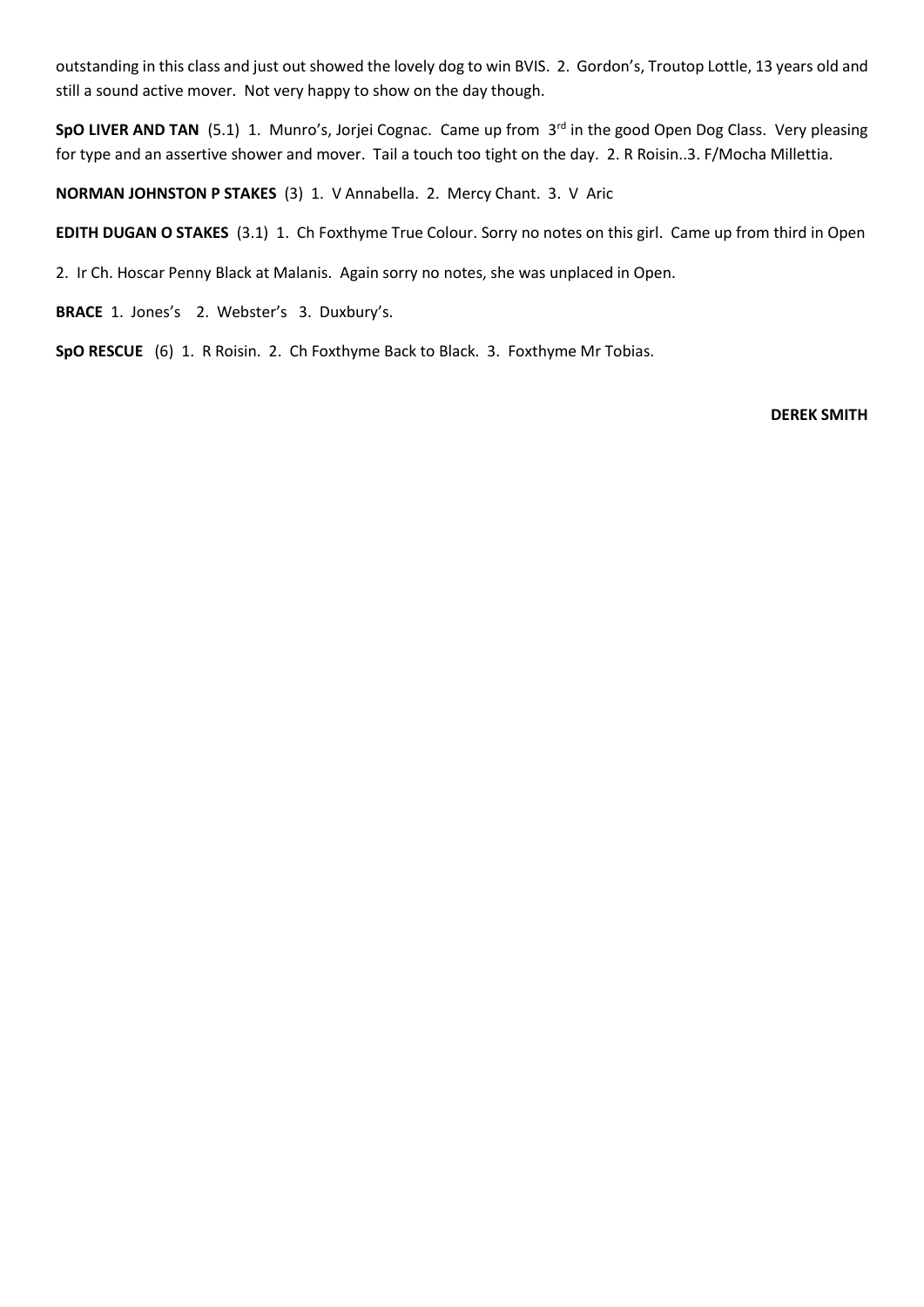outstanding in this class and just out showed the lovely dog to win BVIS. 2. Gordon's, Troutop Lottle, 13 years old and still a sound active mover. Not very happy to show on the day though.

**SpO LIVER AND TAN** (5.1) 1. Munro's, Jorjei Cognac. Came up from 3rd in the good Open Dog Class. Very pleasing for type and an assertive shower and mover. Tail a touch too tight on the day. 2. R Roisin..3. F/Mocha Millettia.

**NORMAN JOHNSTON P STAKES** (3) 1. V Annabella. 2. Mercy Chant. 3. V Aric

**EDITH DUGAN O STAKES** (3.1) 1. Ch Foxthyme True Colour. Sorry no notes on this girl. Came up from third in Open

2. Ir Ch. Hoscar Penny Black at Malanis. Again sorry no notes, she was unplaced in Open.

**BRACE** 1. Jones's 2. Webster's 3. Duxbury's.

**SpO RESCUE** (6) 1. R Roisin. 2. Ch Foxthyme Back to Black. 3. Foxthyme Mr Tobias.

**DEREK SMITH**